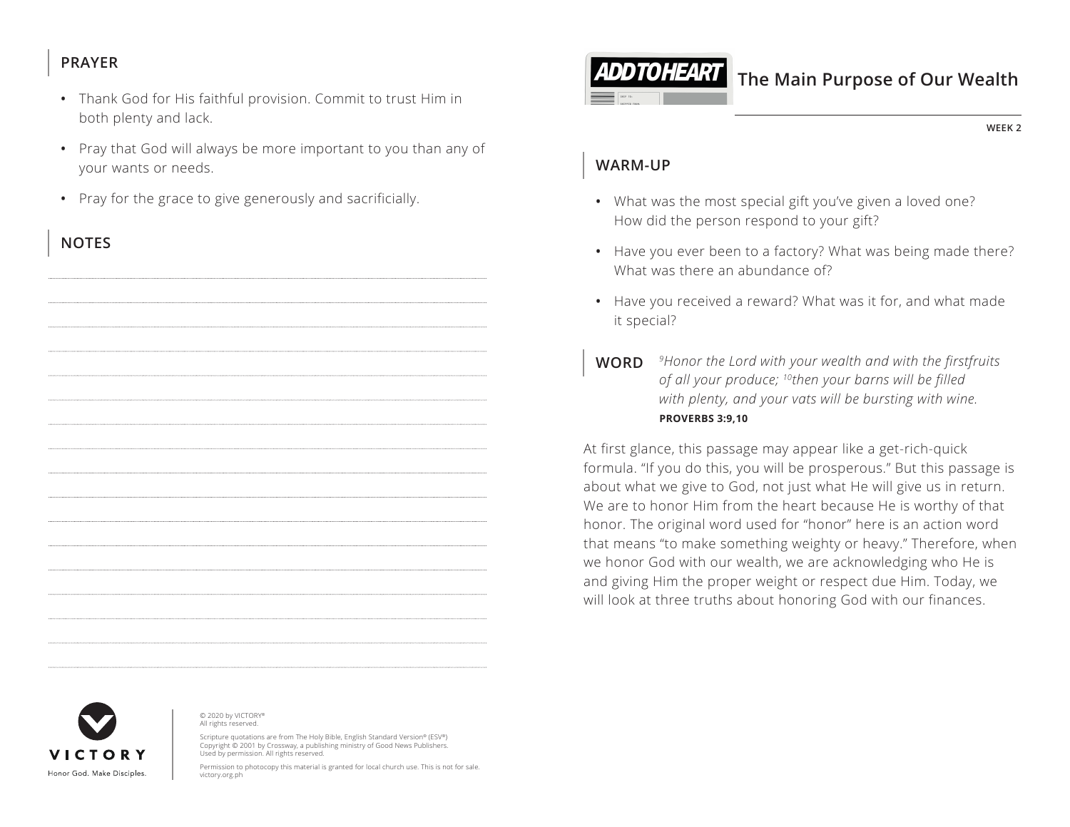## PRAYER

- Thank God for His faithful provision. Commit to trust Him in both plenty and lack.
- Pray that God will always be more important to you than any of your wants or needs.
- Pray for the grace to give generously and sacrificially.

## NOTES

VICTORY
Honor God. Make Disciples.

© 2020 by VICTORY®
All rights reserved.

Scripture quotations are from The Holy Bible, English Standard Version® (ESV®)
Copyright © 2001 by Crossway, a publishing ministry of Good News Publishers.
Used by permission. All rights reserved.

Permission to photocopy this material is granted for local church use. This is not for sale.
victory.org.ph

# ADD TO HEART The Main Purpose of Our Wealth

WEEK 2

## WARM-UP

- What was the most special gift you've given a loved one? How did the person respond to your gift?
- Have you ever been to a factory? What was being made there? What was there an abundance of?
- Have you received a reward? What was it for, and what made it special?

## WORD

*[9]Honor the Lord with your wealth and with the firstfruits of all your produce; [10]then your barns will be filled with plenty, and your vats will be bursting with wine.*
**PROVERBS 3:9,10**

At first glance, this passage may appear like a get-rich-quick formula. "If you do this, you will be prosperous." But this passage is about what we give to God, not just what He will give us in return. We are to honor Him from the heart because He is worthy of that honor. The original word used for "honor" here is an action word that means "to make something weighty or heavy." Therefore, when we honor God with our wealth, we are acknowledging who He is and giving Him the proper weight or respect due Him. Today, we will look at three truths about honoring God with our finances.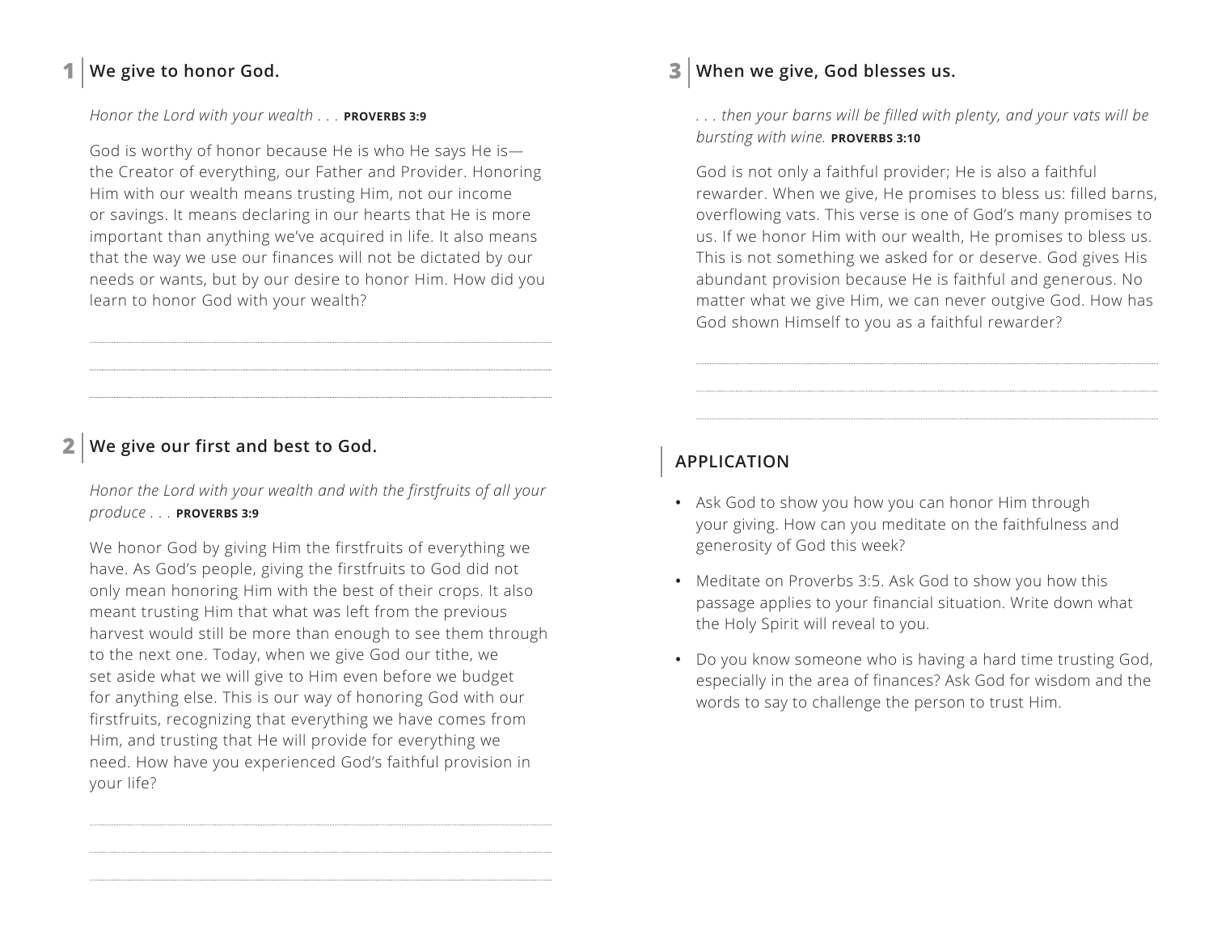## 1 We give to honor God.

*Honor the Lord with your wealth . . .* **PROVERBS 3:9**

God is worthy of honor because He is who He says He is—the Creator of everything, our Father and Provider. Honoring Him with our wealth means trusting Him, not our income or savings. It means declaring in our hearts that He is more important than anything we've acquired in life. It also means that the way we use our finances will not be dictated by our needs or wants, but by our desire to honor Him. How did you learn to honor God with your wealth?

## 2 We give our first and best to God.

*Honor the Lord with your wealth and with the firstfruits of all your produce . . .* **PROVERBS 3:9**

We honor God by giving Him the firstfruits of everything we have. As God's people, giving the firstfruits to God did not only mean honoring Him with the best of their crops. It also meant trusting Him that what was left from the previous harvest would still be more than enough to see them through to the next one. Today, when we give God our tithe, we set aside what we will give to Him even before we budget for anything else. This is our way of honoring God with our firstfruits, recognizing that everything we have comes from Him, and trusting that He will provide for everything we need. How have you experienced God's faithful provision in your life?

## 3 When we give, God blesses us.

*. . . then your barns will be filled with plenty, and your vats will be bursting with wine.* **PROVERBS 3:10**

God is not only a faithful provider; He is also a faithful rewarder. When we give, He promises to bless us: filled barns, overflowing vats. This verse is one of God's many promises to us. If we honor Him with our wealth, He promises to bless us. This is not something we asked for or deserve. God gives His abundant provision because He is faithful and generous. No matter what we give Him, we can never outgive God. How has God shown Himself to you as a faithful rewarder?

## APPLICATION

- Ask God to show you how you can honor Him through your giving. How can you meditate on the faithfulness and generosity of God this week?
- Meditate on Proverbs 3:5. Ask God to show you how this passage applies to your financial situation. Write down what the Holy Spirit will reveal to you.
- Do you know someone who is having a hard time trusting God, especially in the area of finances? Ask God for wisdom and the words to say to challenge the person to trust Him.